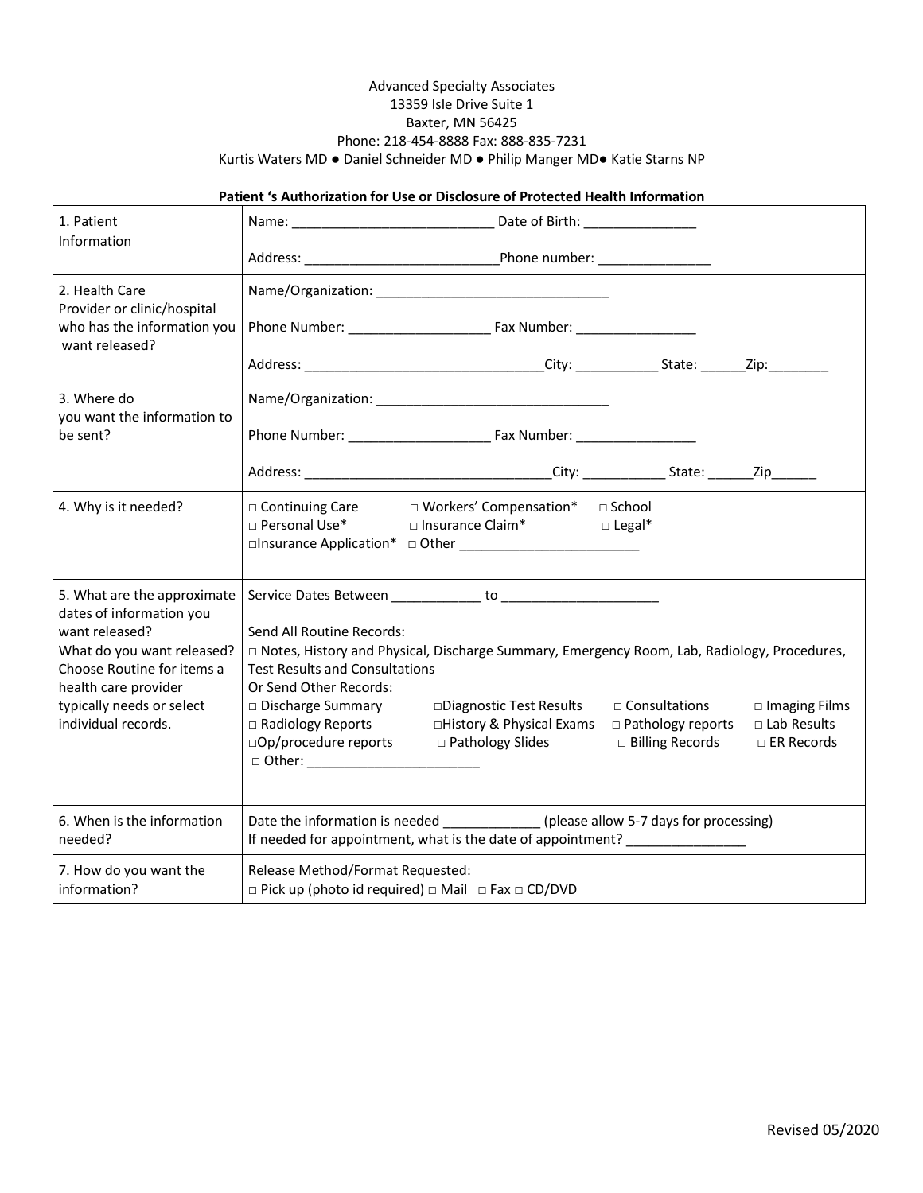Advanced Specialty Associates
13359 Isle Drive Suite 1
Baxter, MN 56425
Phone: 218-454-8888 Fax: 888-835-7231
Kurtis Waters MD ● Daniel Schneider MD ● Philip Manger MD● Katie Starns NP

**Patient 's Authorization for Use or Disclosure of Protected Health Information**

| | |
|---|---|
| 1. Patient Information | Name: ___________________________ Date of Birth: _______________<br><br>Address: __________________________Phone number: _______________ |
| 2. Health Care Provider or clinic/hospital who has the information you want released? | Name/Organization: ________________________________<br><br>Phone Number: ___________________ Fax Number: ________________<br><br>Address: _________________________________City: ___________ State: ______Zip:________ |
| 3. Where do you want the information to be sent? | Name/Organization: ________________________________<br><br>Phone Number: ___________________ Fax Number: ________________<br><br>Address: _________________________________City: ___________ State: ______Zip______ |
| 4. Why is it needed? | □ Continuing Care □ Workers' Compensation* □ School<br>□ Personal Use* □ Insurance Claim* □ Legal*<br>□Insurance Application* □ Other ________________________ |
| 5. What are the approximate dates of information you want released? What do you want released? Choose Routine for items a health care provider typically needs or select individual records. | Service Dates Between ____________ to _____________________<br><br>Send All Routine Records:<br>□ Notes, History and Physical, Discharge Summary, Emergency Room, Lab, Radiology, Procedures, Test Results and Consultations<br>Or Send Other Records:<br>□ Discharge Summary □Diagnostic Test Results □ Consultations □ Imaging Films<br>□ Radiology Reports □History & Physical Exams □ Pathology reports □ Lab Results<br>□Op/procedure reports □ Pathology Slides □ Billing Records □ ER Records<br>□ Other: _______________________ |
| 6. When is the information needed? | Date the information is needed _____________ (please allow 5-7 days for processing)<br>If needed for appointment, what is the date of appointment? ________________ |
| 7. How do you want the information? | Release Method/Format Requested:<br>□ Pick up (photo id required) □ Mail □ Fax □ CD/DVD |

Revised 05/2020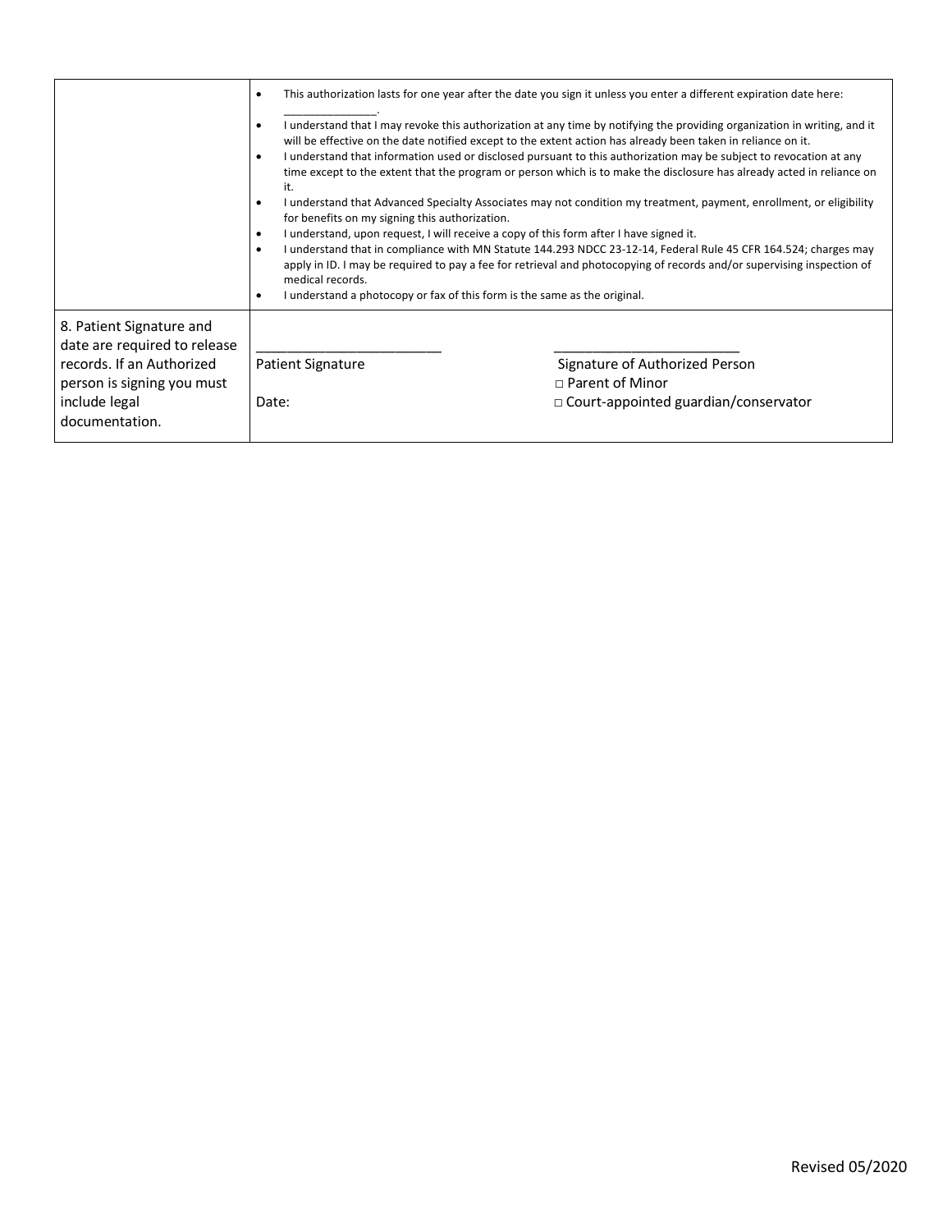| | |
|---|---|
| | • This authorization lasts for one year after the date you sign it unless you enter a different expiration date here: ______________.<br>• I understand that I may revoke this authorization at any time by notifying the providing organization in writing, and it will be effective on the date notified except to the extent action has already been taken in reliance on it.<br>• I understand that information used or disclosed pursuant to this authorization may be subject to revocation at any time except to the extent that the program or person which is to make the disclosure has already acted in reliance on it.<br>• I understand that Advanced Specialty Associates may not condition my treatment, payment, enrollment, or eligibility for benefits on my signing this authorization.<br>• I understand, upon request, I will receive a copy of this form after I have signed it.<br>• I understand that in compliance with MN Statute 144.293 NDCC 23-12-14, Federal Rule 45 CFR 164.524; charges may apply in ID. I may be required to pay a fee for retrieval and photocopying of records and/or supervising inspection of medical records.<br>• I understand a photocopy or fax of this form is the same as the original. |
| 8. Patient Signature and date are required to release records. If an Authorized person is signing you must include legal documentation. | ________________________ Patient Signature<br><br>Date:<br><br>________________________ Signature of Authorized Person<br>□ Parent of Minor<br>□ Court-appointed guardian/conservator |

Revised 05/2020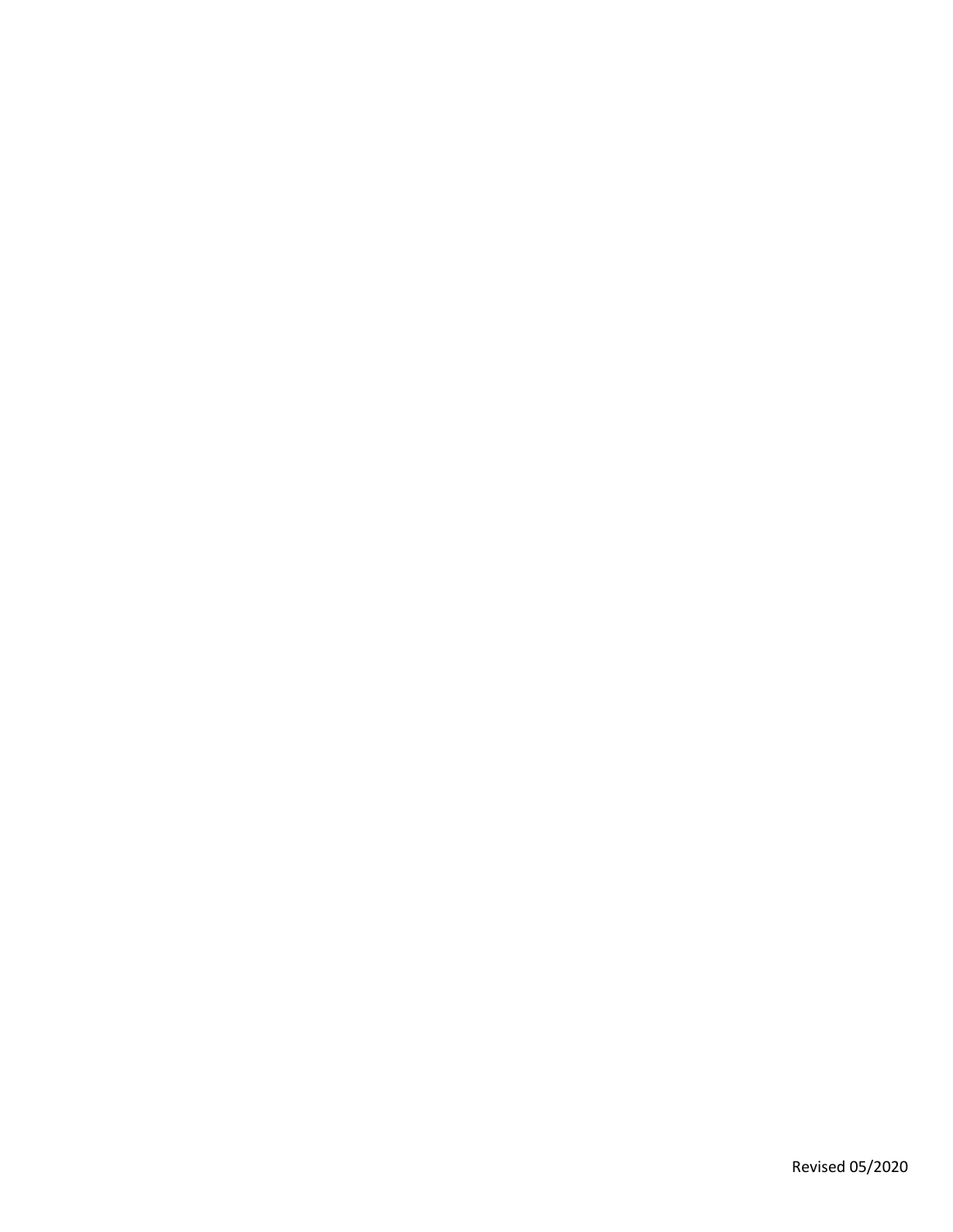Revised 05/2020